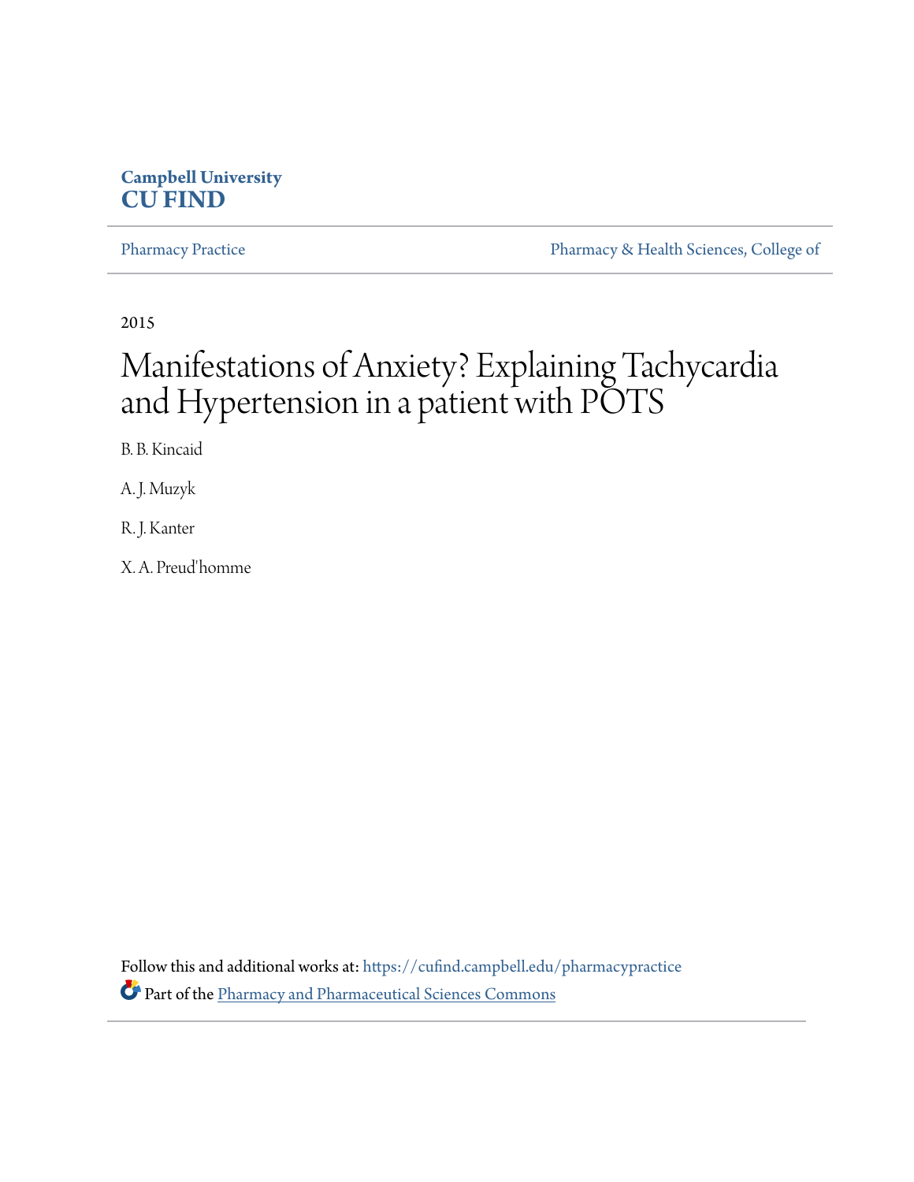**Campbell University**
**CU FIND**

Pharmacy Practice | Pharmacy & Health Sciences, College of

2015

# Manifestations of Anxiety? Explaining Tachycardia and Hypertension in a patient with POTS

B. B. Kincaid

A. J. Muzyk

R. J. Kanter

X. A. Preud'homme

Follow this and additional works at: https://cufind.campbell.edu/pharmacypractice

Part of the Pharmacy and Pharmaceutical Sciences Commons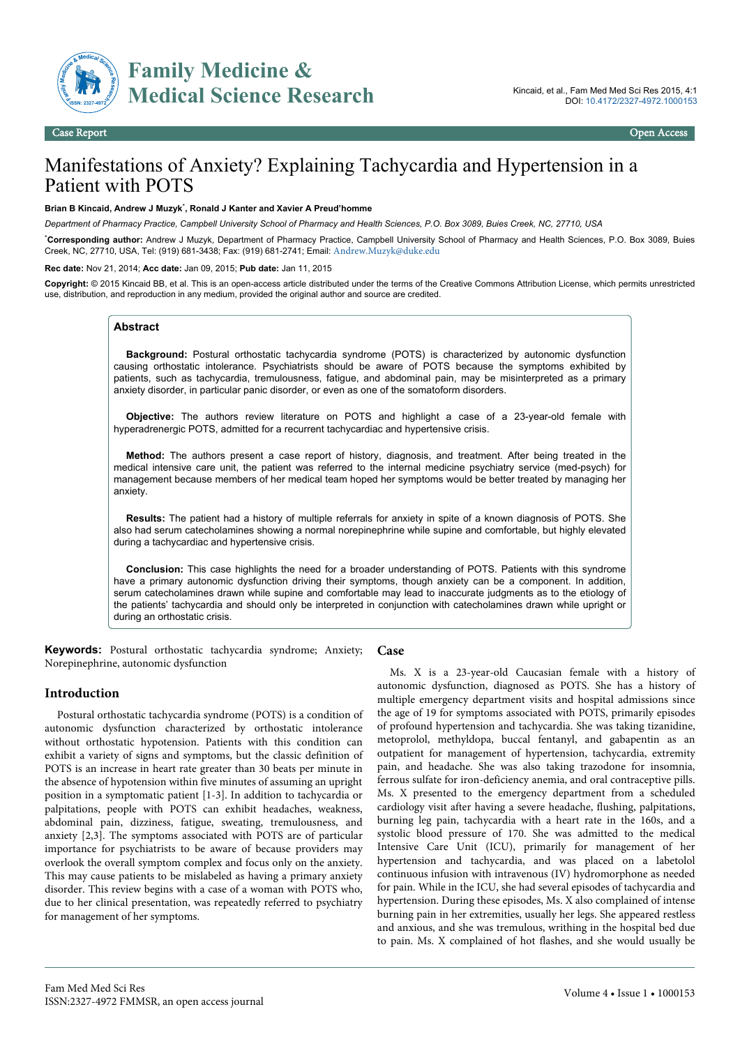# Manifestations of Anxiety? Explaining Tachycardia and Hypertension in a Patient with POTS

**Brian B Kincaid, Andrew J Muzyk*, Ronald J Kanter and Xavier A Preud'homme**

*Department of Pharmacy Practice, Campbell University School of Pharmacy and Health Sciences, P.O. Box 3089, Buies Creek, NC, 27710, USA*

***Corresponding author:** Andrew J Muzyk, Department of Pharmacy Practice, Campbell University School of Pharmacy and Health Sciences, P.O. Box 3089, Buies Creek, NC, 27710, USA, Tel: (919) 681-3438; Fax: (919) 681-2741; Email: Andrew.Muzyk@duke.edu

**Rec date:** Nov 21, 2014; **Acc date:** Jan 09, 2015; **Pub date:** Jan 11, 2015

**Copyright:** © 2015 Kincaid BB, et al. This is an open-access article distributed under the terms of the Creative Commons Attribution License, which permits unrestricted use, distribution, and reproduction in any medium, provided the original author and source are credited.

## Abstract

**Background:** Postural orthostatic tachycardia syndrome (POTS) is characterized by autonomic dysfunction causing orthostatic intolerance. Psychiatrists should be aware of POTS because the symptoms exhibited by patients, such as tachycardia, tremulousness, fatigue, and abdominal pain, may be misinterpreted as a primary anxiety disorder, in particular panic disorder, or even as one of the somatoform disorders.

**Objective:** The authors review literature on POTS and highlight a case of a 23-year-old female with hyperadrenergic POTS, admitted for a recurrent tachycardiac and hypertensive crisis.

**Method:** The authors present a case report of history, diagnosis, and treatment. After being treated in the medical intensive care unit, the patient was referred to the internal medicine psychiatry service (med-psych) for management because members of her medical team hoped her symptoms would be better treated by managing her anxiety.

**Results:** The patient had a history of multiple referrals for anxiety in spite of a known diagnosis of POTS. She also had serum catecholamines showing a normal norepinephrine while supine and comfortable, but highly elevated during a tachycardiac and hypertensive crisis.

**Conclusion:** This case highlights the need for a broader understanding of POTS. Patients with this syndrome have a primary autonomic dysfunction driving their symptoms, though anxiety can be a component. In addition, serum catecholamines drawn while supine and comfortable may lead to inaccurate judgments as to the etiology of the patients' tachycardia and should only be interpreted in conjunction with catecholamines drawn while upright or during an orthostatic crisis.

**Keywords:** Postural orthostatic tachycardia syndrome; Anxiety; Norepinephrine, autonomic dysfunction

## Introduction

Postural orthostatic tachycardia syndrome (POTS) is a condition of autonomic dysfunction characterized by orthostatic intolerance without orthostatic hypotension. Patients with this condition can exhibit a variety of signs and symptoms, but the classic definition of POTS is an increase in heart rate greater than 30 beats per minute in the absence of hypotension within five minutes of assuming an upright position in a symptomatic patient [1-3]. In addition to tachycardia or palpitations, people with POTS can exhibit headaches, weakness, abdominal pain, dizziness, fatigue, sweating, tremulousness, and anxiety [2,3]. The symptoms associated with POTS are of particular importance for psychiatrists to be aware of because providers may overlook the overall symptom complex and focus only on the anxiety. This may cause patients to be mislabeled as having a primary anxiety disorder. This review begins with a case of a woman with POTS who, due to her clinical presentation, was repeatedly referred to psychiatry for management of her symptoms.

## Case

Ms. X is a 23-year-old Caucasian female with a history of autonomic dysfunction, diagnosed as POTS. She has a history of multiple emergency department visits and hospital admissions since the age of 19 for symptoms associated with POTS, primarily episodes of profound hypertension and tachycardia. She was taking tizanidine, metoprolol, methyldopa, buccal fentanyl, and gabapentin as an outpatient for management of hypertension, tachycardia, extremity pain, and headache. She was also taking trazodone for insomnia, ferrous sulfate for iron-deficiency anemia, and oral contraceptive pills. Ms. X presented to the emergency department from a scheduled cardiology visit after having a severe headache, flushing, palpitations, burning leg pain, tachycardia with a heart rate in the 160s, and a systolic blood pressure of 170. She was admitted to the medical Intensive Care Unit (ICU), primarily for management of her hypertension and tachycardia, and was placed on a labetolol continuous infusion with intravenous (IV) hydromorphone as needed for pain. While in the ICU, she had several episodes of tachycardia and hypertension. During these episodes, Ms. X also complained of intense burning pain in her extremities, usually her legs. She appeared restless and anxious, and she was tremulous, writhing in the hospital bed due to pain. Ms. X complained of hot flashes, and she would usually be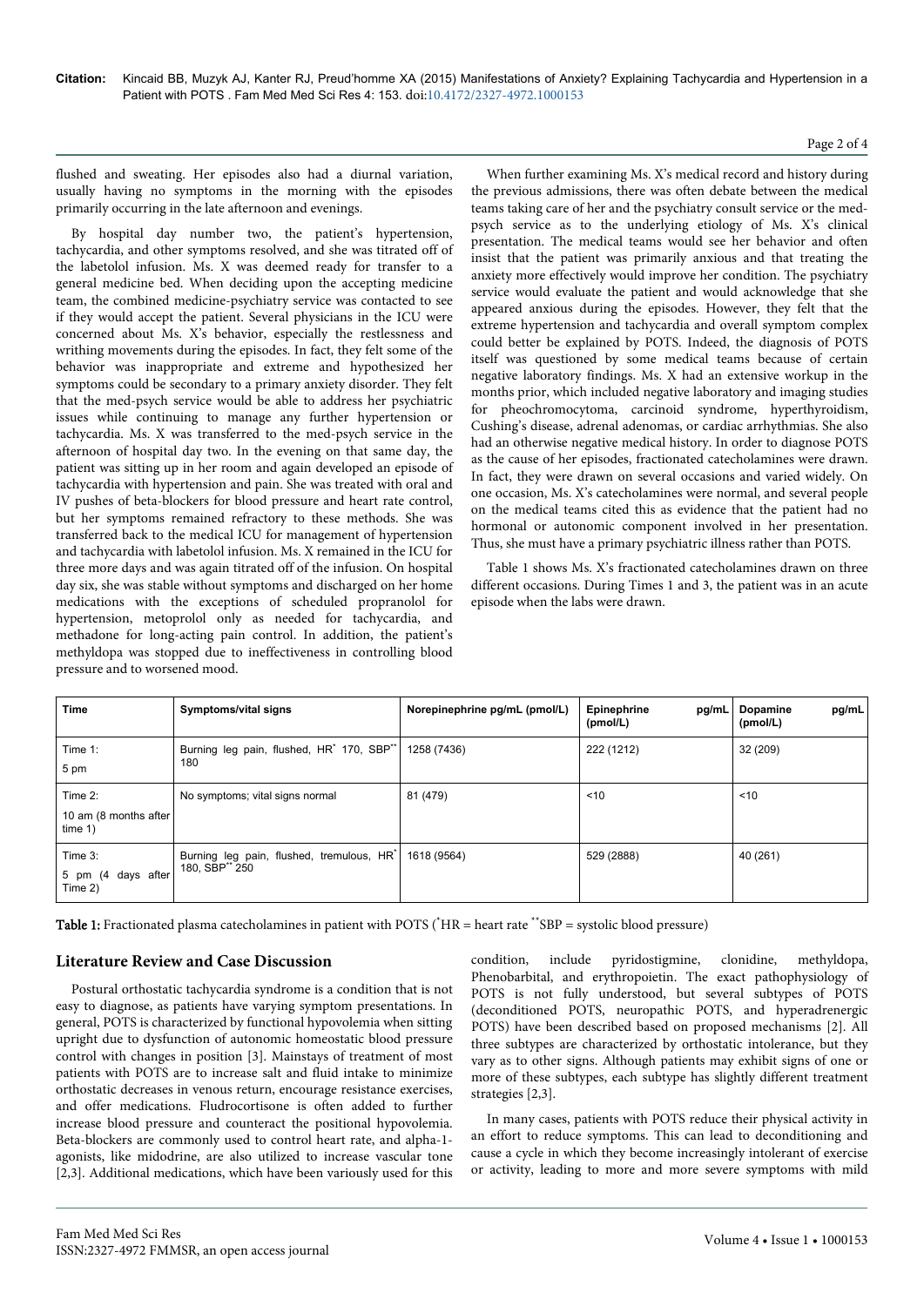flushed and sweating. Her episodes also had a diurnal variation, usually having no symptoms in the morning with the episodes primarily occurring in the late afternoon and evenings.

By hospital day number two, the patient's hypertension, tachycardia, and other symptoms resolved, and she was titrated off of the labetolol infusion. Ms. X was deemed ready for transfer to a general medicine bed. When deciding upon the accepting medicine team, the combined medicine-psychiatry service was contacted to see if they would accept the patient. Several physicians in the ICU were concerned about Ms. X's behavior, especially the restlessness and writhing movements during the episodes. In fact, they felt some of the behavior was inappropriate and extreme and hypothesized her symptoms could be secondary to a primary anxiety disorder. They felt that the med-psych service would be able to address her psychiatric issues while continuing to manage any further hypertension or tachycardia. Ms. X was transferred to the med-psych service in the afternoon of hospital day two. In the evening on that same day, the patient was sitting up in her room and again developed an episode of tachycardia with hypertension and pain. She was treated with oral and IV pushes of beta-blockers for blood pressure and heart rate control, but her symptoms remained refractory to these methods. She was transferred back to the medical ICU for management of hypertension and tachycardia with labetolol infusion. Ms. X remained in the ICU for three more days and was again titrated off of the infusion. On hospital day six, she was stable without symptoms and discharged on her home medications with the exceptions of scheduled propranolol for hypertension, metoprolol only as needed for tachycardia, and methadone for long-acting pain control. In addition, the patient's methyldopa was stopped due to ineffectiveness in controlling blood pressure and to worsened mood.

When further examining Ms. X's medical record and history during the previous admissions, there was often debate between the medical teams taking care of her and the psychiatry consult service or the med-psych service as to the underlying etiology of Ms. X's clinical presentation. The medical teams would see her behavior and often insist that the patient was primarily anxious and that treating the anxiety more effectively would improve her condition. The psychiatry service would evaluate the patient and would acknowledge that she appeared anxious during the episodes. However, they felt that the extreme hypertension and tachycardia and overall symptom complex could better be explained by POTS. Indeed, the diagnosis of POTS itself was questioned by some medical teams because of certain negative laboratory findings. Ms. X had an extensive workup in the months prior, which included negative laboratory and imaging studies for pheochromocytoma, carcinoid syndrome, hyperthyroidism, Cushing's disease, adrenal adenomas, or cardiac arrhythmias. She also had an otherwise negative medical history. In order to diagnose POTS as the cause of her episodes, fractionated catecholamines were drawn. In fact, they were drawn on several occasions and varied widely. On one occasion, Ms. X's catecholamines were normal, and several people on the medical teams cited this as evidence that the patient had no hormonal or autonomic component involved in her presentation. Thus, she must have a primary psychiatric illness rather than POTS.

Table 1 shows Ms. X's fractionated catecholamines drawn on three different occasions. During Times 1 and 3, the patient was in an acute episode when the labs were drawn.

| Time | Symptoms/vital signs | Norepinephrine pg/mL (pmol/L) | Epinephrine pg/mL (pmol/L) | Dopamine pg/mL (pmol/L) |
|---|---|---|---|---|
| Time 1: 5 pm | Burning leg pain, flushed, HR* 170, SBP** 180 | 1258 (7436) | 222 (1212) | 32 (209) |
| Time 2: 10 am (8 months after time 1) | No symptoms; vital signs normal | 81 (479) | <10 | <10 |
| Time 3: 5 pm (4 days after Time 2) | Burning leg pain, flushed, tremulous, HR* 180, SBP** 250 | 1618 (9564) | 529 (2888) | 40 (261) |

**Table 1:** Fractionated plasma catecholamines in patient with POTS (*HR = heart rate **SBP = systolic blood pressure)

## Literature Review and Case Discussion

Postural orthostatic tachycardia syndrome is a condition that is not easy to diagnose, as patients have varying symptom presentations. In general, POTS is characterized by functional hypovolemia when sitting upright due to dysfunction of autonomic homeostatic blood pressure control with changes in position [3]. Mainstays of treatment of most patients with POTS are to increase salt and fluid intake to minimize orthostatic decreases in venous return, encourage resistance exercises, and offer medications. Fludrocortisone is often added to further increase blood pressure and counteract the positional hypovolemia. Beta-blockers are commonly used to control heart rate, and alpha-1-agonists, like midodrine, are also utilized to increase vascular tone [2,3]. Additional medications, which have been variously used for this condition, include pyridostigmine, clonidine, methyldopa, Phenobarbital, and erythropoietin. The exact pathophysiology of POTS is not fully understood, but several subtypes of POTS (deconditioned POTS, neuropathic POTS, and hyperadrenergic POTS) have been described based on proposed mechanisms [2]. All three subtypes are characterized by orthostatic intolerance, but they vary as to other signs. Although patients may exhibit signs of one or more of these subtypes, each subtype has slightly different treatment strategies [2,3].

In many cases, patients with POTS reduce their physical activity in an effort to reduce symptoms. This can lead to deconditioning and cause a cycle in which they become increasingly intolerant of exercise or activity, leading to more and more severe symptoms with mild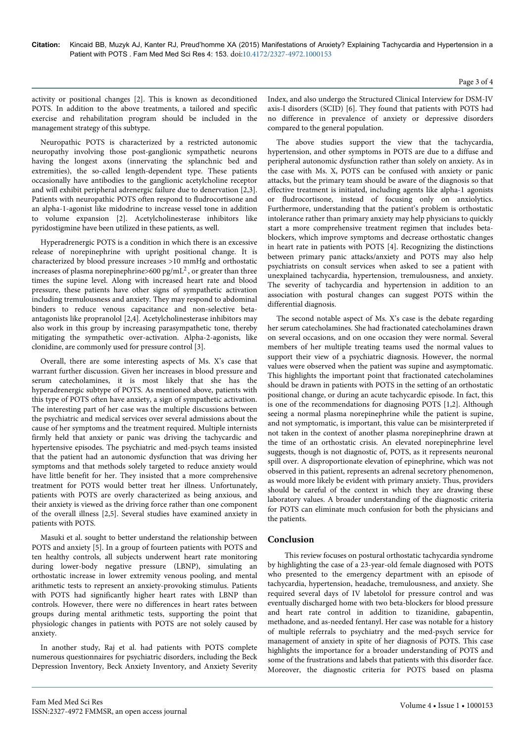activity or positional changes [2]. This is known as deconditioned POTS. In addition to the above treatments, a tailored and specific exercise and rehabilitation program should be included in the management strategy of this subtype.

Neuropathic POTS is characterized by a restricted autonomic neuropathy involving those post-ganglionic sympathetic neurons having the longest axons (innervating the splanchnic bed and extremities), the so-called length-dependent type. These patients occasionally have antibodies to the ganglionic acetylcholine receptor and will exhibit peripheral adrenergic failure due to denervation [2,3]. Patients with neuropathic POTS often respond to fludrocortisone and an alpha-1-agonist like midodrine to increase vessel tone in addition to volume expansion [2]. Acetylcholinesterase inhibitors like pyridostigmine have been utilized in these patients, as well.

Hyperadrenergic POTS is a condition in which there is an excessive release of norepinephrine with upright positional change. It is characterized by blood pressure increases >10 mmHg and orthostatic increases of plasma norepinephrine>600 pg/mL[2], or greater than three times the supine level. Along with increased heart rate and blood pressure, these patients have other signs of sympathetic activation including tremulousness and anxiety. They may respond to abdominal binders to reduce venous capacitance and non-selective beta-antagonists like propranolol [2,4]. Acetylcholinesterase inhibitors may also work in this group by increasing parasympathetic tone, thereby mitigating the sympathetic over-activation. Alpha-2-agonists, like clonidine, are commonly used for pressure control [3].

Overall, there are some interesting aspects of Ms. X's case that warrant further discussion. Given her increases in blood pressure and serum catecholamines, it is most likely that she has the hyperadrenergic subtype of POTS. As mentioned above, patients with this type of POTS often have anxiety, a sign of sympathetic activation. The interesting part of her case was the multiple discussions between the psychiatric and medical services over several admissions about the cause of her symptoms and the treatment required. Multiple internists firmly held that anxiety or panic was driving the tachycardic and hypertensive episodes. The psychiatric and med-psych teams insisted that the patient had an autonomic dysfunction that was driving her symptoms and that methods solely targeted to reduce anxiety would have little benefit for her. They insisted that a more comprehensive treatment for POTS would better treat her illness. Unfortunately, patients with POTS are overly characterized as being anxious, and their anxiety is viewed as the driving force rather than one component of the overall illness [2,5]. Several studies have examined anxiety in patients with POTS.

Masuki et al. sought to better understand the relationship between POTS and anxiety [5]. In a group of fourteen patients with POTS and ten healthy controls, all subjects underwent heart rate monitoring during lower-body negative pressure (LBNP), simulating an orthostatic increase in lower extremity venous pooling, and mental arithmetic tests to represent an anxiety-provoking stimulus. Patients with POTS had significantly higher heart rates with LBNP than controls. However, there were no differences in heart rates between groups during mental arithmetic tests, supporting the point that physiologic changes in patients with POTS are not solely caused by anxiety.

In another study, Raj et al. had patients with POTS complete numerous questionnaires for psychiatric disorders, including the Beck Depression Inventory, Beck Anxiety Inventory, and Anxiety Severity Index, and also undergo the Structured Clinical Interview for DSM-IV axis-I disorders (SCID) [6]. They found that patients with POTS had no difference in prevalence of anxiety or depressive disorders compared to the general population.

The above studies support the view that the tachycardia, hypertension, and other symptoms in POTS are due to a diffuse and peripheral autonomic dysfunction rather than solely on anxiety. As in the case with Ms. X, POTS can be confused with anxiety or panic attacks, but the primary team should be aware of the diagnosis so that effective treatment is initiated, including agents like alpha-1 agonists or fludrocortisone, instead of focusing only on anxiolytics. Furthermore, understanding that the patient's problem is orthostatic intolerance rather than primary anxiety may help physicians to quickly start a more comprehensive treatment regimen that includes beta-blockers, which improve symptoms and decrease orthostatic changes in heart rate in patients with POTS [4]. Recognizing the distinctions between primary panic attacks/anxiety and POTS may also help psychiatrists on consult services when asked to see a patient with unexplained tachycardia, hypertension, tremulousness, and anxiety. The severity of tachycardia and hypertension in addition to an association with postural changes can suggest POTS within the differential diagnosis.

The second notable aspect of Ms. X's case is the debate regarding her serum catecholamines. She had fractionated catecholamines drawn on several occasions, and on one occasion they were normal. Several members of her multiple treating teams used the normal values to support their view of a psychiatric diagnosis. However, the normal values were observed when the patient was supine and asymptomatic. This highlights the important point that fractionated catecholamines should be drawn in patients with POTS in the setting of an orthostatic positional change, or during an acute tachycardic episode. In fact, this is one of the recommendations for diagnosing POTS [1,2]. Although seeing a normal plasma norepinephrine while the patient is supine, and not symptomatic, is important, this value can be misinterpreted if not taken in the context of another plasma norepinephrine drawn at the time of an orthostatic crisis. An elevated norepinephrine level suggests, though is not diagnostic of, POTS, as it represents neuronal spill over. A disproportionate elevation of epinephrine, which was not observed in this patient, represents an adrenal secretory phenomenon, as would more likely be evident with primary anxiety. Thus, providers should be careful of the context in which they are drawing these laboratory values. A broader understanding of the diagnostic criteria for POTS can eliminate much confusion for both the physicians and the patients.

## Conclusion

This review focuses on postural orthostatic tachycardia syndrome by highlighting the case of a 23-year-old female diagnosed with POTS who presented to the emergency department with an episode of tachycardia, hypertension, headache, tremulousness, and anxiety. She required several days of IV labetolol for pressure control and was eventually discharged home with two beta-blockers for blood pressure and heart rate control in addition to tizanidine, gabapentin, methadone, and as-needed fentanyl. Her case was notable for a history of multiple referrals to psychiatry and the med-psych service for management of anxiety in spite of her diagnosis of POTS. This case highlights the importance for a broader understanding of POTS and some of the frustrations and labels that patients with this disorder face. Moreover, the diagnostic criteria for POTS based on plasma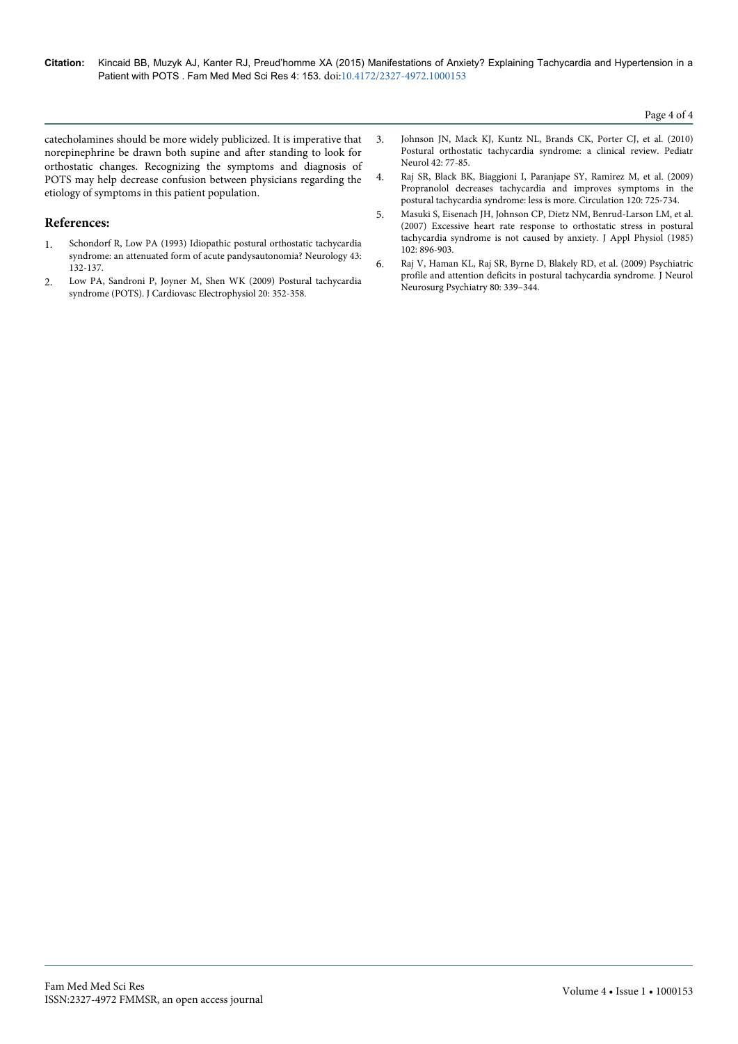catecholamines should be more widely publicized. It is imperative that norepinephrine be drawn both supine and after standing to look for orthostatic changes. Recognizing the symptoms and diagnosis of POTS may help decrease confusion between physicians regarding the etiology of symptoms in this patient population.

## References:

1. Schondorf R, Low PA (1993) Idiopathic postural orthostatic tachycardia syndrome: an attenuated form of acute pandysautonomia? Neurology 43: 132-137.
2. Low PA, Sandroni P, Joyner M, Shen WK (2009) Postural tachycardia syndrome (POTS). J Cardiovasc Electrophysiol 20: 352-358.
3. Johnson JN, Mack KJ, Kuntz NL, Brands CK, Porter CJ, et al. (2010) Postural orthostatic tachycardia syndrome: a clinical review. Pediatr Neurol 42: 77-85.
4. Raj SR, Black BK, Biaggioni I, Paranjape SY, Ramirez M, et al. (2009) Propranolol decreases tachycardia and improves symptoms in the postural tachycardia syndrome: less is more. Circulation 120: 725-734.
5. Masuki S, Eisenach JH, Johnson CP, Dietz NM, Benrud-Larson LM, et al. (2007) Excessive heart rate response to orthostatic stress in postural tachycardia syndrome is not caused by anxiety. J Appl Physiol (1985) 102: 896-903.
6. Raj V, Haman KL, Raj SR, Byrne D, Blakely RD, et al. (2009) Psychiatric profile and attention deficits in postural tachycardia syndrome. J Neurol Neurosurg Psychiatry 80: 339–344.